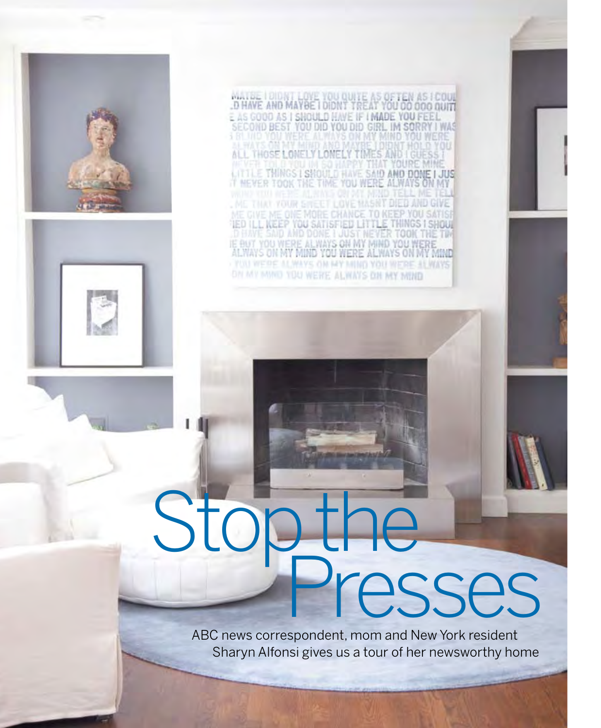# Stop the Presses

ABC news correspondent, mom and New York resident Sharyn Alfonsi gives us a tour of her newsworthy home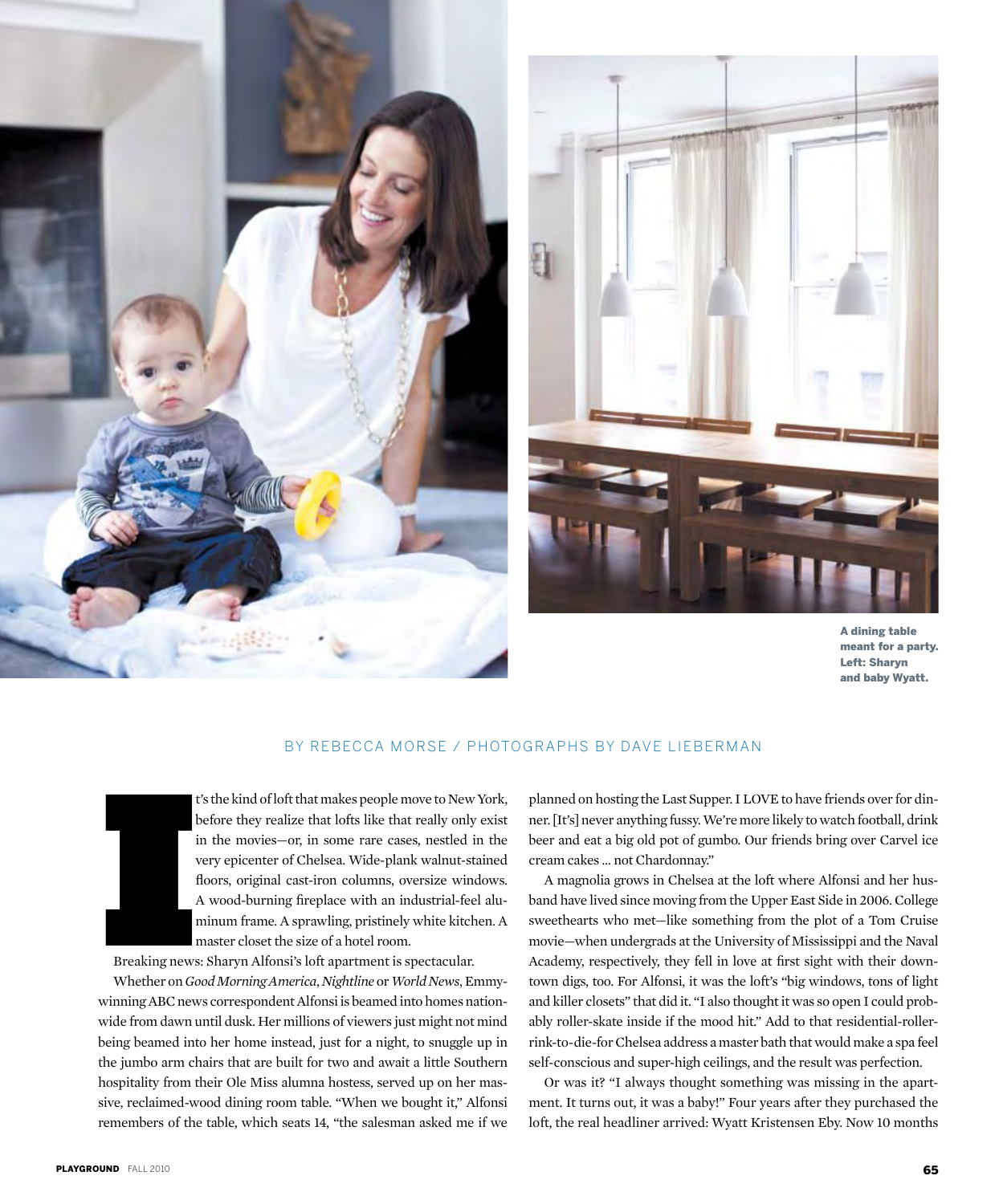A dining table meant for a party. Left: Sharyn and baby Wyatt.

BY REBECCA MORSE / PHOTOGRAPHS BY DAVE LIEBERMAN

It's the kind of loft that makes people move to New York, before they realize that lofts like that really only exist in the movies—or, in some rare cases, nestled in the very epicenter of Chelsea. Wide-plank walnut-stained floors, original cast-iron columns, oversize windows. A wood-burning fireplace with an industrial-feel aluminum frame. A sprawling, pristinely white kitchen. A master closet the size of a hotel room.

Breaking news: Sharyn Alfonsi's loft apartment is spectacular.

Whether on *Good Morning America*, *Nightline* or *World News*, Emmy-winning ABC news correspondent Alfonsi is beamed into homes nationwide from dawn until dusk. Her millions of viewers just might not mind being beamed into her home instead, just for a night, to snuggle up in the jumbo arm chairs that are built for two and await a little Southern hospitality from their Ole Miss alumna hostess, served up on her massive, reclaimed-wood dining room table. "When we bought it," Alfonsi remembers of the table, which seats 14, "the salesman asked me if we planned on hosting the Last Supper. I LOVE to have friends over for dinner. [It's] never anything fussy. We're more likely to watch football, drink beer and eat a big old pot of gumbo. Our friends bring over Carvel ice cream cakes ... not Chardonnay."

A magnolia grows in Chelsea at the loft where Alfonsi and her husband have lived since moving from the Upper East Side in 2006. College sweethearts who met—like something from the plot of a Tom Cruise movie—when undergrads at the University of Mississippi and the Naval Academy, respectively, they fell in love at first sight with their downtown digs, too. For Alfonsi, it was the loft's "big windows, tons of light and killer closets" that did it. "I also thought it was so open I could probably roller-skate inside if the mood hit." Add to that residential-roller-rink-to-die-for Chelsea address a master bath that would make a spa feel self-conscious and super-high ceilings, and the result was perfection.

Or was it? "I always thought something was missing in the apartment. It turns out, it was a baby!" Four years after they purchased the loft, the real headliner arrived: Wyatt Kristensen Eby. Now 10 months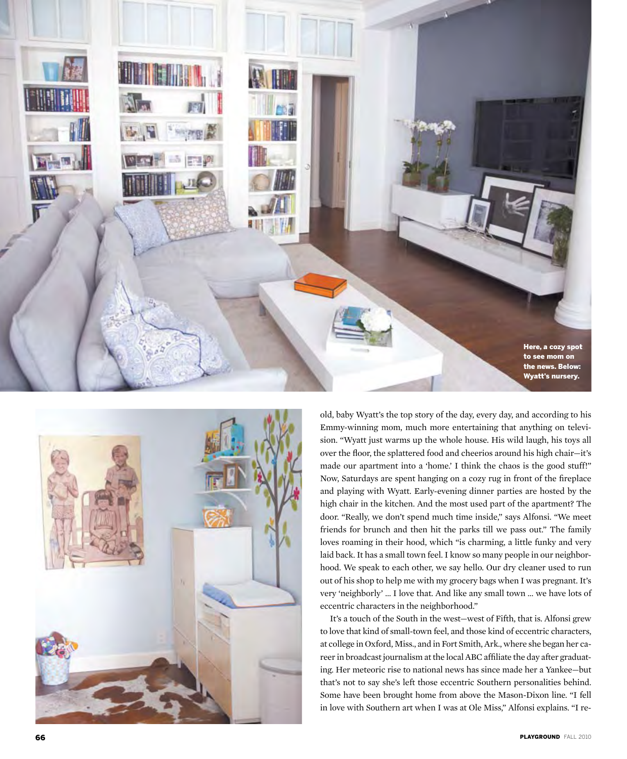Here, a cozy spot to see mom on the news. Below: Wyatt's nursery.

old, baby Wyatt's the top story of the day, every day, and according to his Emmy-winning mom, much more entertaining that anything on television. "Wyatt just warms up the whole house. His wild laugh, his toys all over the floor, the splattered food and cheerios around his high chair—it's made our apartment into a 'home.' I think the chaos is the good stuff!" Now, Saturdays are spent hanging on a cozy rug in front of the fireplace and playing with Wyatt. Early-evening dinner parties are hosted by the high chair in the kitchen. And the most used part of the apartment? The door. "Really, we don't spend much time inside," says Alfonsi. "We meet friends for brunch and then hit the parks till we pass out." The family loves roaming in their hood, which "is charming, a little funky and very laid back. It has a small town feel. I know so many people in our neighborhood. We speak to each other, we say hello. Our dry cleaner used to run out of his shop to help me with my grocery bags when I was pregnant. It's very 'neighborly' … I love that. And like any small town … we have lots of eccentric characters in the neighborhood."

It's a touch of the South in the west—west of Fifth, that is. Alfonsi grew to love that kind of small-town feel, and those kind of eccentric characters, at college in Oxford, Miss., and in Fort Smith, Ark., where she began her career in broadcast journalism at the local ABC affiliate the day after graduating. Her meteoric rise to national news has since made her a Yankee—but that's not to say she's left those eccentric Southern personalities behind. Some have been brought home from above the Mason-Dixon line. "I fell in love with Southern art when I was at Ole Miss," Alfonsi explains. "I re-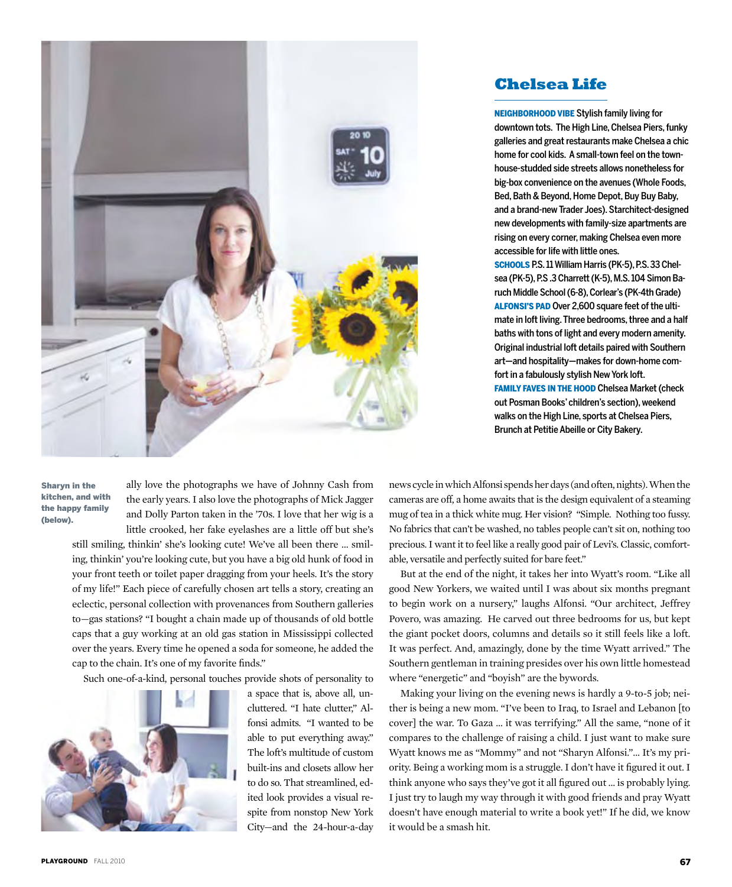## Chelsea Life

**NEIGHBORHOOD VIBE** Stylish family living for downtown tots. The High Line, Chelsea Piers, funky galleries and great restaurants make Chelsea a chic home for cool kids. A small-town feel on the townhouse-studded side streets allows nonetheless for big-box convenience on the avenues (Whole Foods, Bed, Bath & Beyond, Home Depot, Buy Buy Baby, and a brand-new Trader Joes). Starchitect-designed new developments with family-size apartments are rising on every corner, making Chelsea even more accessible for life with little ones.

**SCHOOLS** P.S. 11 William Harris (PK-5), P.S. 33 Chelsea (PK-5), P.S .3 Charrett (K-5), M.S. 104 Simon Baruch Middle School (6-8), Corlear's (PK-4th Grade)

**ALFONSI'S PAD** Over 2,600 square feet of the ultimate in loft living. Three bedrooms, three and a half baths with tons of light and every modern amenity. Original industrial loft details paired with Southern art—and hospitality—makes for down-home comfort in a fabulously stylish New York loft.

**FAMILY FAVES IN THE HOOD** Chelsea Market (check out Posman Books' children's section), weekend walks on the High Line, sports at Chelsea Piers, Brunch at Petitie Abeille or City Bakery.

**Sharyn in the kitchen, and with the happy family (below).**

ally love the photographs we have of Johnny Cash from the early years. I also love the photographs of Mick Jagger and Dolly Parton taken in the '70s. I love that her wig is a little crooked, her fake eyelashes are a little off but she's still smiling, thinkin' she's looking cute! We've all been there ... smiling, thinkin' you're looking cute, but you have a big old hunk of food in your front teeth or toilet paper dragging from your heels. It's the story of my life!" Each piece of carefully chosen art tells a story, creating an eclectic, personal collection with provenances from Southern galleries to—gas stations? "I bought a chain made up of thousands of old bottle caps that a guy working at an old gas station in Mississippi collected over the years. Every time he opened a soda for someone, he added the cap to the chain. It's one of my favorite finds."

Such one-of-a-kind, personal touches provide shots of personality to a space that is, above all, uncluttered. "I hate clutter," Alfonsi admits. "I wanted to be able to put everything away." The loft's multitude of custom built-ins and closets allow her to do so. That streamlined, edited look provides a visual respite from nonstop New York City—and the 24-hour-a-day news cycle in which Alfonsi spends her days (and often, nights). When the cameras are off, a home awaits that is the design equivalent of a steaming mug of tea in a thick white mug. Her vision? "Simple. Nothing too fussy. No fabrics that can't be washed, no tables people can't sit on, nothing too precious. I want it to feel like a really good pair of Levi's. Classic, comfortable, versatile and perfectly suited for bare feet."

But at the end of the night, it takes her into Wyatt's room. "Like all good New Yorkers, we waited until I was about six months pregnant to begin work on a nursery," laughs Alfonsi. "Our architect, Jeffrey Povero, was amazing. He carved out three bedrooms for us, but kept the giant pocket doors, columns and details so it still feels like a loft. It was perfect. And, amazingly, done by the time Wyatt arrived." The Southern gentleman in training presides over his own little homestead where "energetic" and "boyish" are the bywords.

Making your living on the evening news is hardly a 9-to-5 job; neither is being a new mom. "I've been to Iraq, to Israel and Lebanon [to cover] the war. To Gaza ... it was terrifying." All the same, "none of it compares to the challenge of raising a child. I just want to make sure Wyatt knows me as "Mommy" and not "Sharyn Alfonsi."... It's my priority. Being a working mom is a struggle. I don't have it figured it out. I think anyone who says they've got it all figured out ... is probably lying. I just try to laugh my way through it with good friends and pray Wyatt doesn't have enough material to write a book yet!" If he did, we know it would be a smash hit.